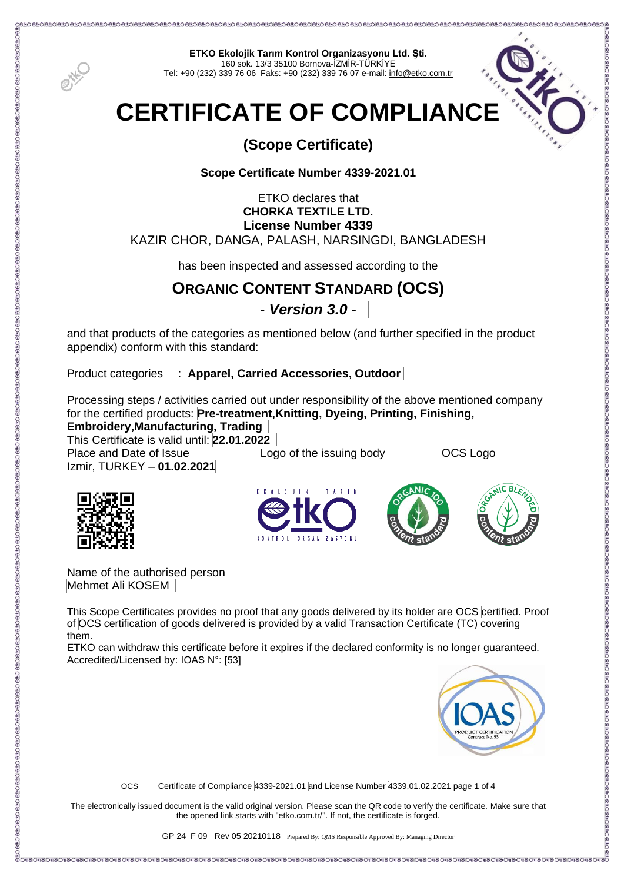**ETKO Ekolojik Tarım Kontrol Organizasyonu Ltd. Şti.**
160 sok. 13/3 35100 Bornova-İZMİR-TÜRKİYE
Tel: +90 (232) 339 76 06 Faks: +90 (232) 339 76 07 e-mail: info@etko.com.tr

# CERTIFICATE OF COMPLIANCE

## (Scope Certificate)

**Scope Certificate Number 4339-2021.01**

ETKO declares that
**CHORKA TEXTILE LTD.**
**License Number 4339**
KAZIR CHOR, DANGA, PALASH, NARSINGDI, BANGLADESH

has been inspected and assessed according to the

## ORGANIC CONTENT STANDARD (OCS)

***- Version 3.0 -***

and that products of the categories as mentioned below (and further specified in the product appendix) conform with this standard:

Product categories : **Apparel, Carried Accessories, Outdoor**

Processing steps / activities carried out under responsibility of the above mentioned company for the certified products: **Pre-treatment,Knitting, Dyeing, Printing, Finishing, Embroidery,Manufacturing, Trading**

This Certificate is valid until: **22.01.2022**

Place and Date of Issue
Izmir, TURKEY – **01.02.2021**

Logo of the issuing body

OCS Logo

Name of the authorised person
Mehmet Ali KOSEM

This Scope Certificates provides no proof that any goods delivered by its holder are OCS certified. Proof of OCS certification of goods delivered is provided by a valid Transaction Certificate (TC) covering them.
ETKO can withdraw this certificate before it expires if the declared conformity is no longer guaranteed.
Accredited/Licensed by: IOAS N°: [53]

OCS Certificate of Compliance 4339-2021.01 and License Number 4339,01.02.2021

The electronically issued document is the valid original version. Please scan the QR code to verify the certificate. Make sure that the opened link starts with "etko.com.tr/". If not, the certificate is forged.

GP 24 F 09 Rev 05 20210118 Prepared By: QMS Responsible Approved By: Managing Director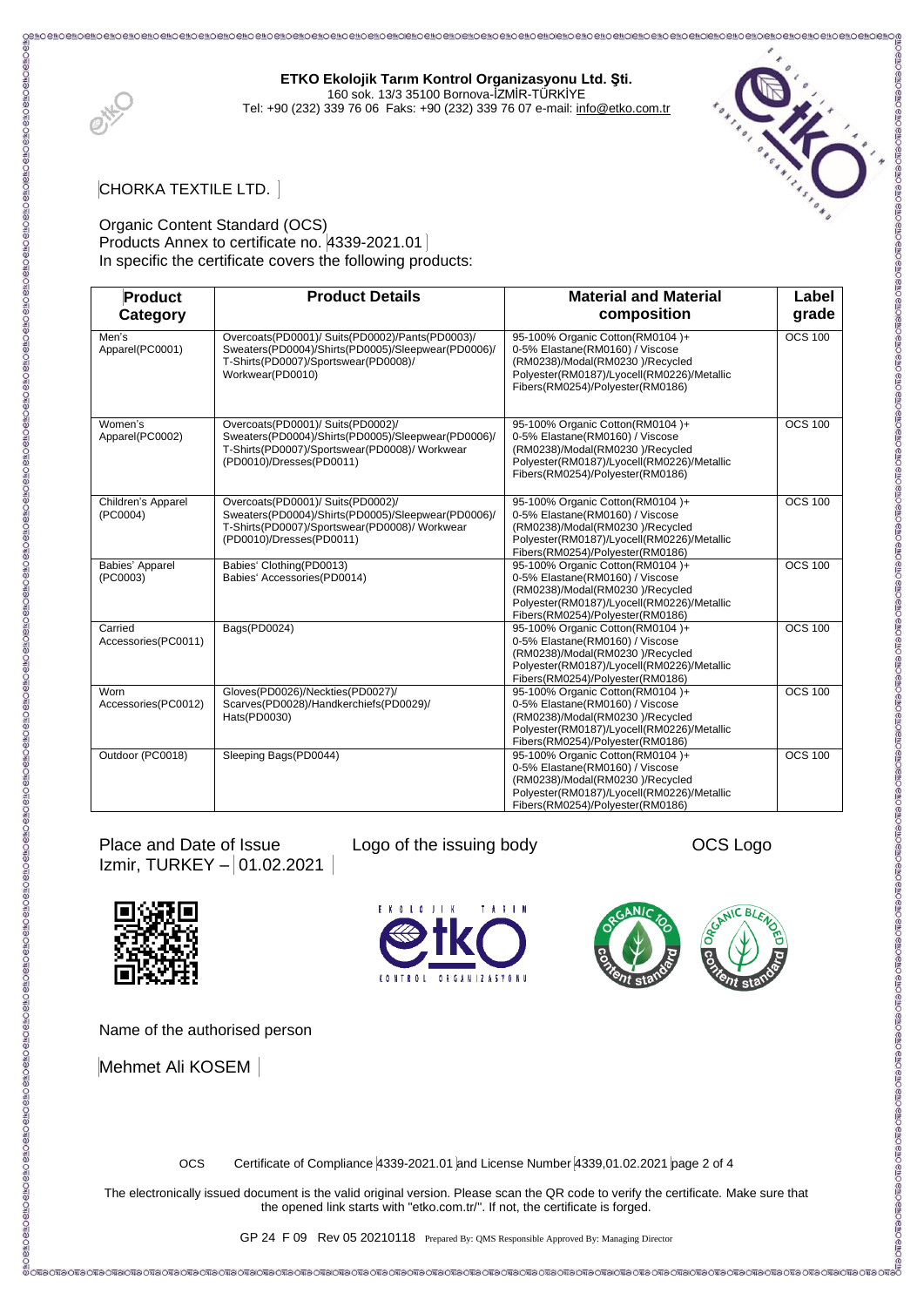**ETKO Ekolojik Tarım Kontrol Organizasyonu Ltd. Şti.**
160 sok. 13/3 35100 Bornova-İZMİR-TÜRKİYE
Tel: +90 (232) 339 76 06 Faks: +90 (232) 339 76 07 e-mail: info@etko.com.tr

CHORKA TEXTILE LTD.

Organic Content Standard (OCS)
Products Annex to certificate no. 4339-2021.01
In specific the certificate covers the following products:

| Product Category | Product Details | Material and Material composition | Label grade |
|---|---|---|---|
| Men's Apparel(PC0001) | Overcoats(PD0001)/ Suits(PD0002)/Pants(PD0003)/ Sweaters(PD0004)/Shirts(PD0005)/Sleepwear(PD0006)/ T-Shirts(PD0007)/Sportswear(PD0008)/ Workwear(PD0010) | 95-100% Organic Cotton(RM0104 )+ 0-5% Elastane(RM0160) / Viscose (RM0238)/Modal(RM0230 )/Recycled Polyester(RM0187)/Lyocell(RM0226)/Metallic Fibers(RM0254)/Polyester(RM0186) | OCS 100 |
| Women's Apparel(PC0002) | Overcoats(PD0001)/ Suits(PD0002)/ Sweaters(PD0004)/Shirts(PD0005)/Sleepwear(PD0006)/ T-Shirts(PD0007)/Sportswear(PD0008)/ Workwear (PD0010)/Dresses(PD0011) | 95-100% Organic Cotton(RM0104 )+ 0-5% Elastane(RM0160) / Viscose (RM0238)/Modal(RM0230 )/Recycled Polyester(RM0187)/Lyocell(RM0226)/Metallic Fibers(RM0254)/Polyester(RM0186) | OCS 100 |
| Children's Apparel (PC0004) | Overcoats(PD0001)/ Suits(PD0002)/ Sweaters(PD0004)/Shirts(PD0005)/Sleepwear(PD0006)/ T-Shirts(PD0007)/Sportswear(PD0008)/ Workwear (PD0010)/Dresses(PD0011) | 95-100% Organic Cotton(RM0104 )+ 0-5% Elastane(RM0160) / Viscose (RM0238)/Modal(RM0230 )/Recycled Polyester(RM0187)/Lyocell(RM0226)/Metallic Fibers(RM0254)/Polyester(RM0186) | OCS 100 |
| Babies' Apparel (PC0003) | Babies' Clothing(PD0013) Babies' Accessories(PD0014) | 95-100% Organic Cotton(RM0104 )+ 0-5% Elastane(RM0160) / Viscose (RM0238)/Modal(RM0230 )/Recycled Polyester(RM0187)/Lyocell(RM0226)/Metallic Fibers(RM0254)/Polyester(RM0186) | OCS 100 |
| Carried Accessories(PC0011) | Bags(PD0024) | 95-100% Organic Cotton(RM0104 )+ 0-5% Elastane(RM0160) / Viscose (RM0238)/Modal(RM0230 )/Recycled Polyester(RM0187)/Lyocell(RM0226)/Metallic Fibers(RM0254)/Polyester(RM0186) | OCS 100 |
| Worn Accessories(PC0012) | Gloves(PD0026)/Neckties(PD0027)/ Scarves(PD0028)/Handkerchiefs(PD0029)/ Hats(PD0030) | 95-100% Organic Cotton(RM0104 )+ 0-5% Elastane(RM0160) / Viscose (RM0238)/Modal(RM0230 )/Recycled Polyester(RM0187)/Lyocell(RM0226)/Metallic Fibers(RM0254)/Polyester(RM0186) | OCS 100 |
| Outdoor (PC0018) | Sleeping Bags(PD0044) | 95-100% Organic Cotton(RM0104 )+ 0-5% Elastane(RM0160) / Viscose (RM0238)/Modal(RM0230 )/Recycled Polyester(RM0187)/Lyocell(RM0226)/Metallic Fibers(RM0254)/Polyester(RM0186) | OCS 100 |

Place and Date of Issue
Izmir, TURKEY – 01.02.2021

Logo of the issuing body

OCS Logo

Name of the authorised person

Mehmet Ali KOSEM

OCS Certificate of Compliance 4339-2021.01 and License Number 4339,01.02.2021

The electronically issued document is the valid original version. Please scan the QR code to verify the certificate. Make sure that the opened link starts with "etko.com.tr/". If not, the certificate is forged.

GP 24 F 09 Rev 05 20210118 Prepared By: QMS Responsible Approved By: Managing Director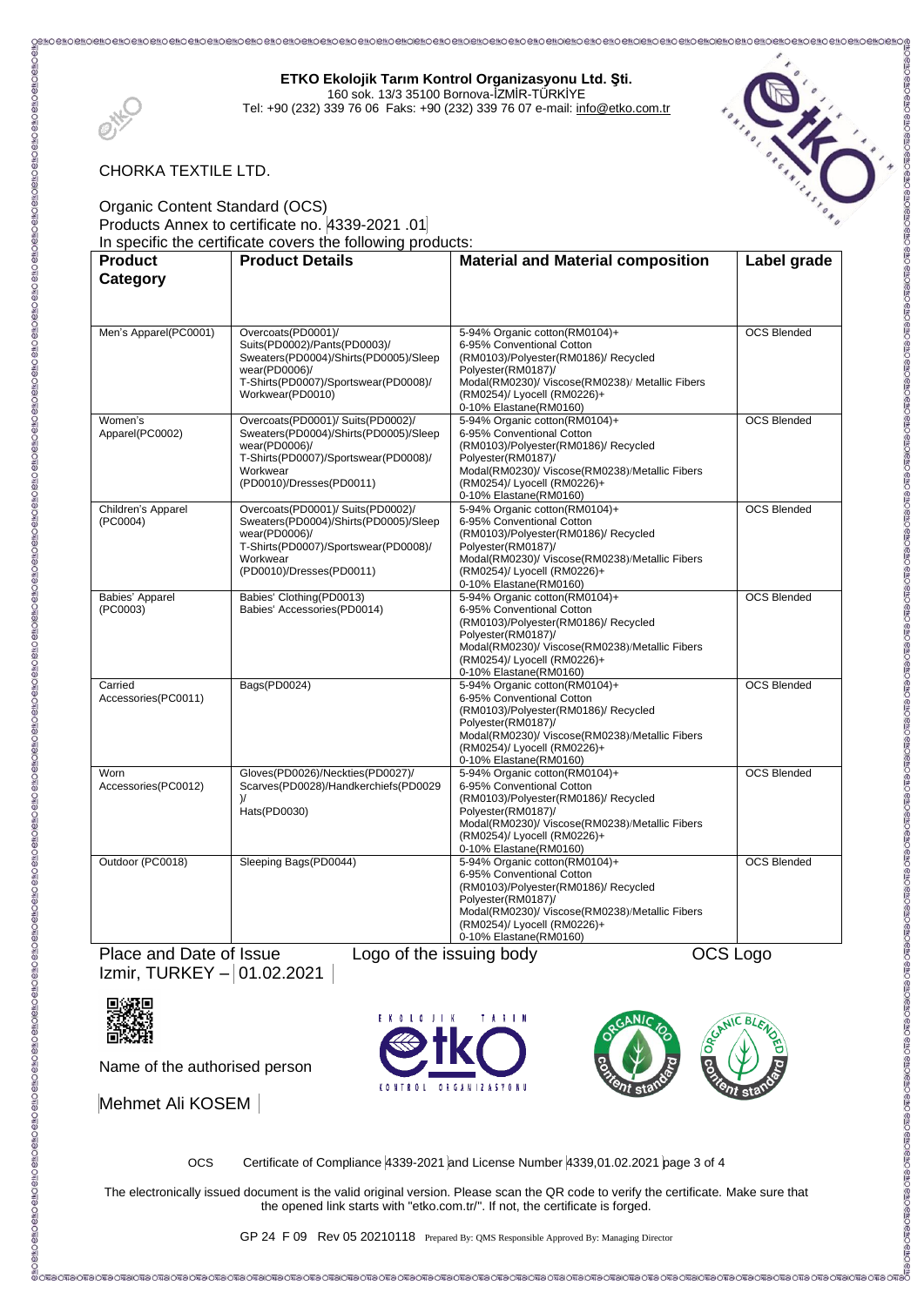**ETKO Ekolojik Tarım Kontrol Organizasyonu Ltd. Şti.**
160 sok. 13/3 35100 Bornova-İZMİR-TÜRKİYE
Tel: +90 (232) 339 76 06 Faks: +90 (232) 339 76 07 e-mail: info@etko.com.tr

CHORKA TEXTILE LTD.

Organic Content Standard (OCS)
Products Annex to certificate no. 4339-2021 .01
In specific the certificate covers the following products:

| Product Category | Product Details | Material and Material composition | Label grade |
|---|---|---|---|
| Men's Apparel(PC0001) | Overcoats(PD0001)/ Suits(PD0002)/Pants(PD0003)/ Sweaters(PD0004)/Shirts(PD0005)/Sleep wear(PD0006)/ T-Shirts(PD0007)/Sportswear(PD0008)/ Workwear(PD0010) | 5-94% Organic cotton(RM0104)+ 6-95% Conventional Cotton (RM0103)/Polyester(RM0186)/ Recycled Polyester(RM0187)/ Modal(RM0230)/ Viscose(RM0238)/ Metallic Fibers (RM0254)/ Lyocell (RM0226)+ 0-10% Elastane(RM0160) | OCS Blended |
| Women's Apparel(PC0002) | Overcoats(PD0001)/ Suits(PD0002)/ Sweaters(PD0004)/Shirts(PD0005)/Sleep wear(PD0006)/ T-Shirts(PD0007)/Sportswear(PD0008)/ Workwear (PD0010)/Dresses(PD0011) | 5-94% Organic cotton(RM0104)+ 6-95% Conventional Cotton (RM0103)/Polyester(RM0186)/ Recycled Polyester(RM0187)/ Modal(RM0230)/ Viscose(RM0238)/Metallic Fibers (RM0254)/ Lyocell (RM0226)+ 0-10% Elastane(RM0160) | OCS Blended |
| Children's Apparel (PC0004) | Overcoats(PD0001)/ Suits(PD0002)/ Sweaters(PD0004)/Shirts(PD0005)/Sleep wear(PD0006)/ T-Shirts(PD0007)/Sportswear(PD0008)/ Workwear (PD0010)/Dresses(PD0011) | 5-94% Organic cotton(RM0104)+ 6-95% Conventional Cotton (RM0103)/Polyester(RM0186)/ Recycled Polyester(RM0187)/ Modal(RM0230)/ Viscose(RM0238)/Metallic Fibers (RM0254)/ Lyocell (RM0226)+ 0-10% Elastane(RM0160) | OCS Blended |
| Babies' Apparel (PC0003) | Babies' Clothing(PD0013) Babies' Accessories(PD0014) | 5-94% Organic cotton(RM0104)+ 6-95% Conventional Cotton (RM0103)/Polyester(RM0186)/ Recycled Polyester(RM0187)/ Modal(RM0230)/ Viscose(RM0238)/Metallic Fibers (RM0254)/ Lyocell (RM0226)+ 0-10% Elastane(RM0160) | OCS Blended |
| Carried Accessories(PC0011) | Bags(PD0024) | 5-94% Organic cotton(RM0104)+ 6-95% Conventional Cotton (RM0103)/Polyester(RM0186)/ Recycled Polyester(RM0187)/ Modal(RM0230)/ Viscose(RM0238)/Metallic Fibers (RM0254)/ Lyocell (RM0226)+ 0-10% Elastane(RM0160) | OCS Blended |
| Worn Accessories(PC0012) | Gloves(PD0026)/Neckties(PD0027)/ Scarves(PD0028)/Handkerchiefs(PD0029)/ Hats(PD0030) | 5-94% Organic cotton(RM0104)+ 6-95% Conventional Cotton (RM0103)/Polyester(RM0186)/ Recycled Polyester(RM0187)/ Modal(RM0230)/ Viscose(RM0238)/Metallic Fibers (RM0254)/ Lyocell (RM0226)+ 0-10% Elastane(RM0160) | OCS Blended |
| Outdoor (PC0018) | Sleeping Bags(PD0044) | 5-94% Organic cotton(RM0104)+ 6-95% Conventional Cotton (RM0103)/Polyester(RM0186)/ Recycled Polyester(RM0187)/ Modal(RM0230)/ Viscose(RM0238)/Metallic Fibers (RM0254)/ Lyocell (RM0226)+ 0-10% Elastane(RM0160) | OCS Blended |

Place and Date of Issue
Izmir, TURKEY – 01.02.2021

Logo of the issuing body

OCS Logo

Name of the authorised person

Mehmet Ali KOSEM

OCS Certificate of Compliance 4339-2021 and License Number 4339,01.02.2021 page 3 of 4

The electronically issued document is the valid original version. Please scan the QR code to verify the certificate. Make sure that the opened link starts with "etko.com.tr/". If not, the certificate is forged.

GP 24 F 09 Rev 05 20210118 Prepared By: QMS Responsible Approved By: Managing Director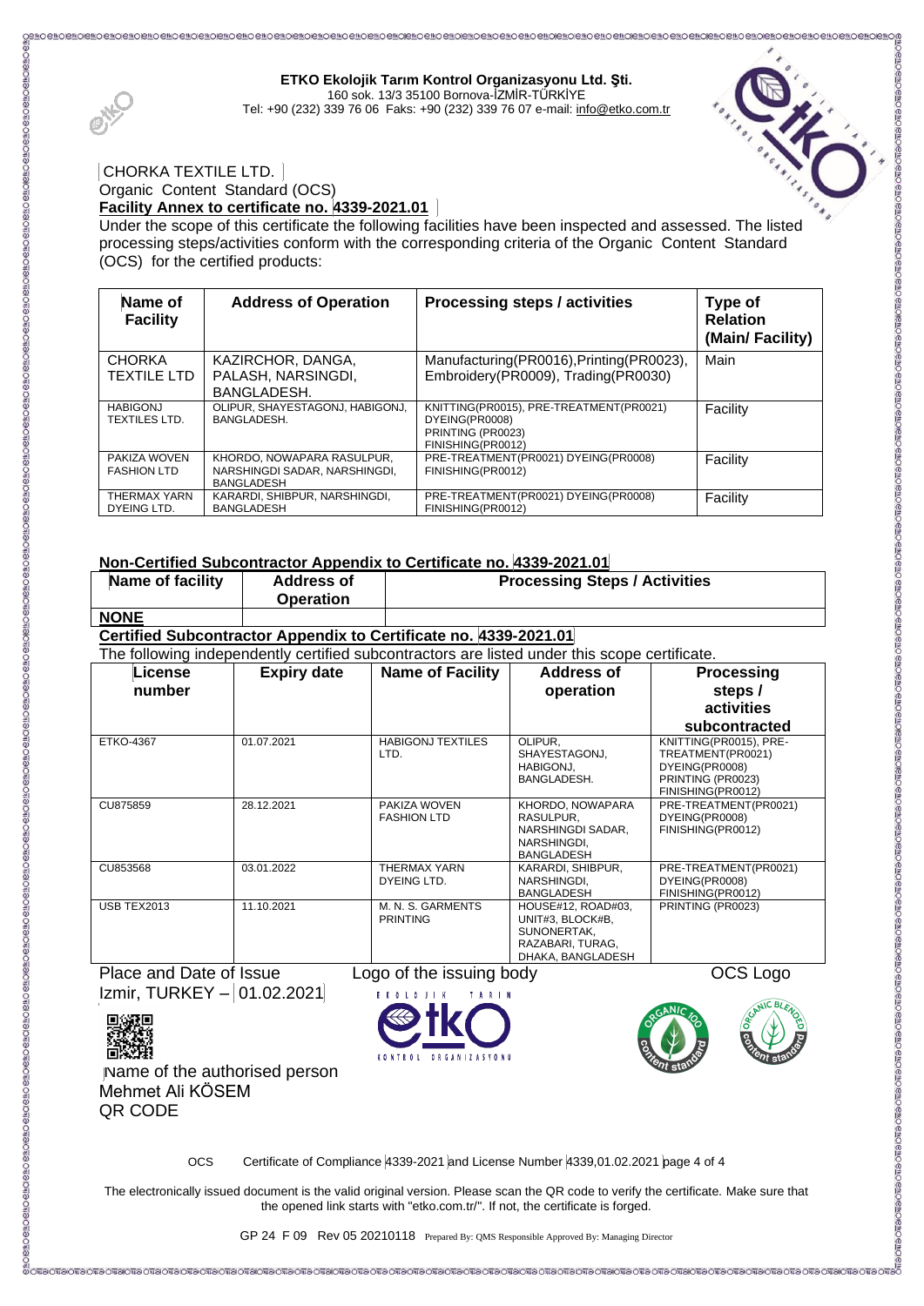**ETKO Ekolojik Tarım Kontrol Organizasyonu Ltd. Şti.**
160 sok. 13/3 35100 Bornova-İZMİR-TÜRKİYE
Tel: +90 (232) 339 76 06 Faks: +90 (232) 339 76 07 e-mail: info@etko.com.tr

CHORKA TEXTILE LTD.
Organic Content Standard (OCS)
**Facility Annex to certificate no. 4339-2021.01**
Under the scope of this certificate the following facilities have been inspected and assessed. The listed processing steps/activities conform with the corresponding criteria of the Organic Content Standard (OCS) for the certified products:

| Name of Facility | Address of Operation | Processing steps / activities | Type of Relation (Main/ Facility) |
|---|---|---|---|
| CHORKA TEXTILE LTD | KAZIRCHOR, DANGA, PALASH, NARSINGDI, BANGLADESH. | Manufacturing(PR0016),Printing(PR0023), Embroidery(PR0009), Trading(PR0030) | Main |
| HABIGONJ TEXTILES LTD. | OLIPUR, SHAYESTAGONJ, HABIGONJ, BANGLADESH. | KNITTING(PR0015), PRE-TREATMENT(PR0021) DYEING(PR0008) PRINTING (PR0023) FINISHING(PR0012) | Facility |
| PAKIZA WOVEN FASHION LTD | KHORDO, NOWAPARA RASULPUR, NARSHINGDI SADAR, NARSHINGDI, BANGLADESH | PRE-TREATMENT(PR0021) DYEING(PR0008) FINISHING(PR0012) | Facility |
| THERMAX YARN DYEING LTD. | KARARDI, SHIBPUR, NARSHINGDI, BANGLADESH | PRE-TREATMENT(PR0021) DYEING(PR0008) FINISHING(PR0012) | Facility |

**Non-Certified Subcontractor Appendix to Certificate no. 4339-2021.01**

| Name of facility | Address of Operation | Processing Steps / Activities |
|---|---|---|
| **NONE** | | |

**Certified Subcontractor Appendix to Certificate no. 4339-2021.01**
The following independently certified subcontractors are listed under this scope certificate.

| License number | Expiry date | Name of Facility | Address of operation | Processing steps / activities subcontracted |
|---|---|---|---|---|
| ETKO-4367 | 01.07.2021 | HABIGONJ TEXTILES LTD. | OLIPUR, SHAYESTAGONJ, HABIGONJ, BANGLADESH. | KNITTING(PR0015), PRE-TREATMENT(PR0021) DYEING(PR0008) PRINTING (PR0023) FINISHING(PR0012) |
| CU875859 | 28.12.2021 | PAKIZA WOVEN FASHION LTD | KHORDO, NOWAPARA RASULPUR, NARSHINGDI SADAR, NARSHINGDI, BANGLADESH | PRE-TREATMENT(PR0021) DYEING(PR0008) FINISHING(PR0012) |
| CU853568 | 03.01.2022 | THERMAX YARN DYEING LTD. | KARARDI, SHIBPUR, NARSHINGDI, BANGLADESH | PRE-TREATMENT(PR0021) DYEING(PR0008) FINISHING(PR0012) |
| USB TEX2013 | 11.10.2021 | M. N. S. GARMENTS PRINTING | HOUSE#12, ROAD#03, UNIT#3, BLOCK#B, SUNONERTAK, RAZABARI, TURAG, DHAKA, BANGLADESH | PRINTING (PR0023) |

Place and Date of Issue
Izmir, TURKEY – 01.02.2021

Logo of the issuing body

OCS Logo

Name of the authorised person
Mehmet Ali KÖSEM
QR CODE

OCS Certificate of Compliance 4339-2021 and License Number 4339,01.02.2021 page 4 of 4

The electronically issued document is the valid original version. Please scan the QR code to verify the certificate. Make sure that the opened link starts with "etko.com.tr/". If not, the certificate is forged.

GP 24 F 09 Rev 05 20210118 Prepared By: QMS Responsible Approved By: Managing Director